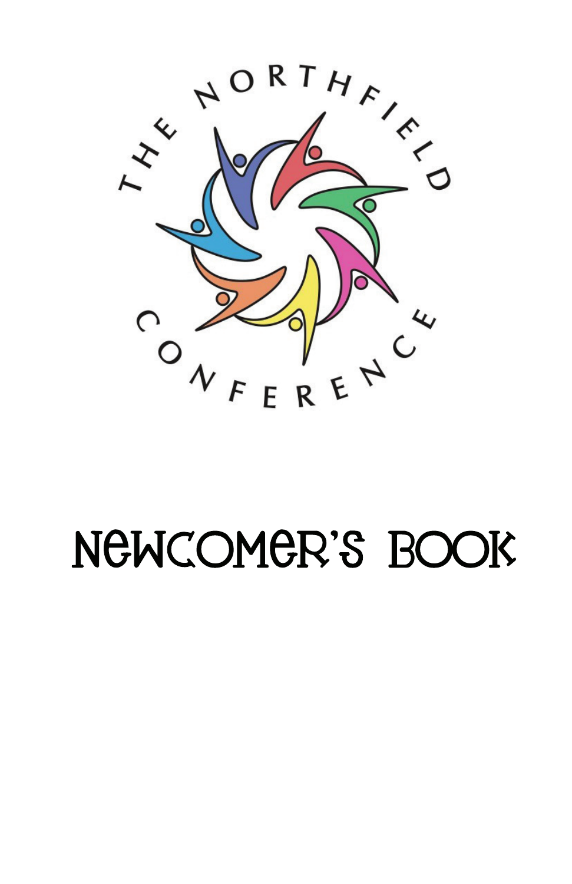THE NORTHFIELD CONFERENCE

# Newcomer's Book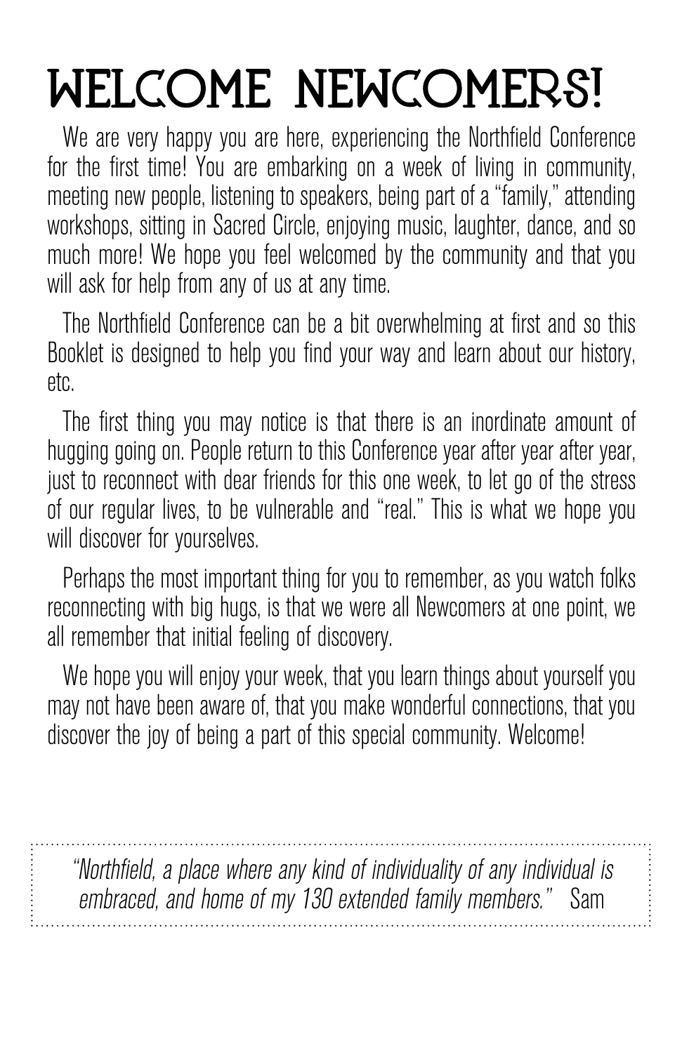# WELCOME NEWCOMERS!

We are very happy you are here, experiencing the Northfield Conference for the first time! You are embarking on a week of living in community, meeting new people, listening to speakers, being part of a "family," attending workshops, sitting in Sacred Circle, enjoying music, laughter, dance, and so much more! We hope you feel welcomed by the community and that you will ask for help from any of us at any time.

The Northfield Conference can be a bit overwhelming at first and so this Booklet is designed to help you find your way and learn about our history, etc.

The first thing you may notice is that there is an inordinate amount of hugging going on. People return to this Conference year after year after year, just to reconnect with dear friends for this one week, to let go of the stress of our regular lives, to be vulnerable and "real." This is what we hope you will discover for yourselves.

Perhaps the most important thing for you to remember, as you watch folks reconnecting with big hugs, is that we were all Newcomers at one point, we all remember that initial feeling of discovery.

We hope you will enjoy your week, that you learn things about yourself you may not have been aware of, that you make wonderful connections, that you discover the joy of being a part of this special community. Welcome!

> *"Northfield, a place where any kind of individuality of any individual is embraced, and home of my 130 extended family members."* Sam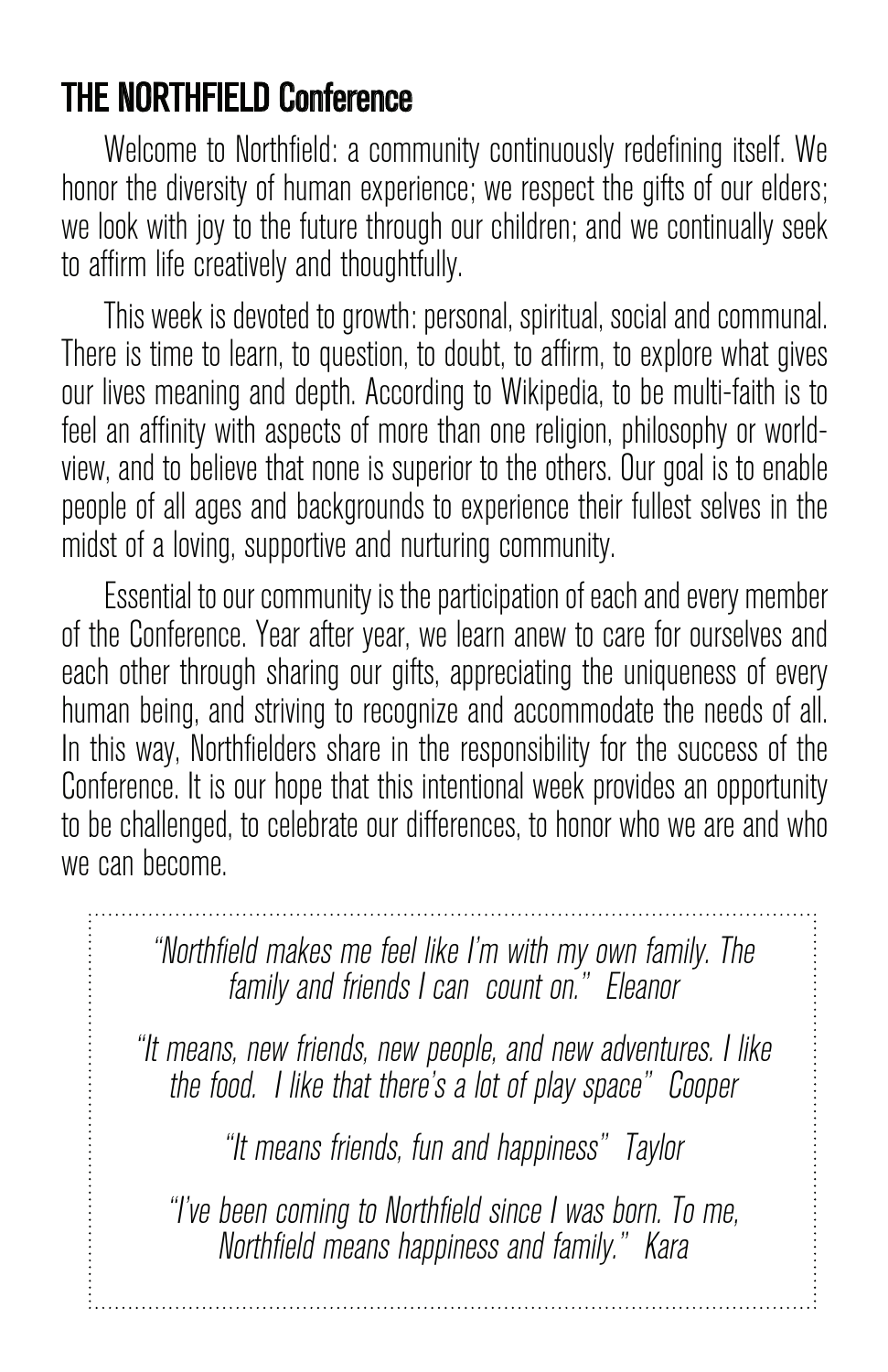## THE NORTHFIELD Conference

Welcome to Northfield: a community continuously redefining itself. We honor the diversity of human experience; we respect the gifts of our elders; we look with joy to the future through our children; and we continually seek to affirm life creatively and thoughtfully.

This week is devoted to growth: personal, spiritual, social and communal. There is time to learn, to question, to doubt, to affirm, to explore what gives our lives meaning and depth. According to Wikipedia, to be multi-faith is to feel an affinity with aspects of more than one religion, philosophy or world-view, and to believe that none is superior to the others. Our goal is to enable people of all ages and backgrounds to experience their fullest selves in the midst of a loving, supportive and nurturing community.

Essential to our community is the participation of each and every member of the Conference. Year after year, we learn anew to care for ourselves and each other through sharing our gifts, appreciating the uniqueness of every human being, and striving to recognize and accommodate the needs of all. In this way, Northfielders share in the responsibility for the success of the Conference. It is our hope that this intentional week provides an opportunity to be challenged, to celebrate our differences, to honor who we are and who we can become.

*"Northfield makes me feel like I'm with my own family. The family and friends I can count on." Eleanor*

*"It means, new friends, new people, and new adventures. I like the food. I like that there's a lot of play space" Cooper*

*"It means friends, fun and happiness" Taylor*

*"I've been coming to Northfield since I was born. To me, Northfield means happiness and family." Kara*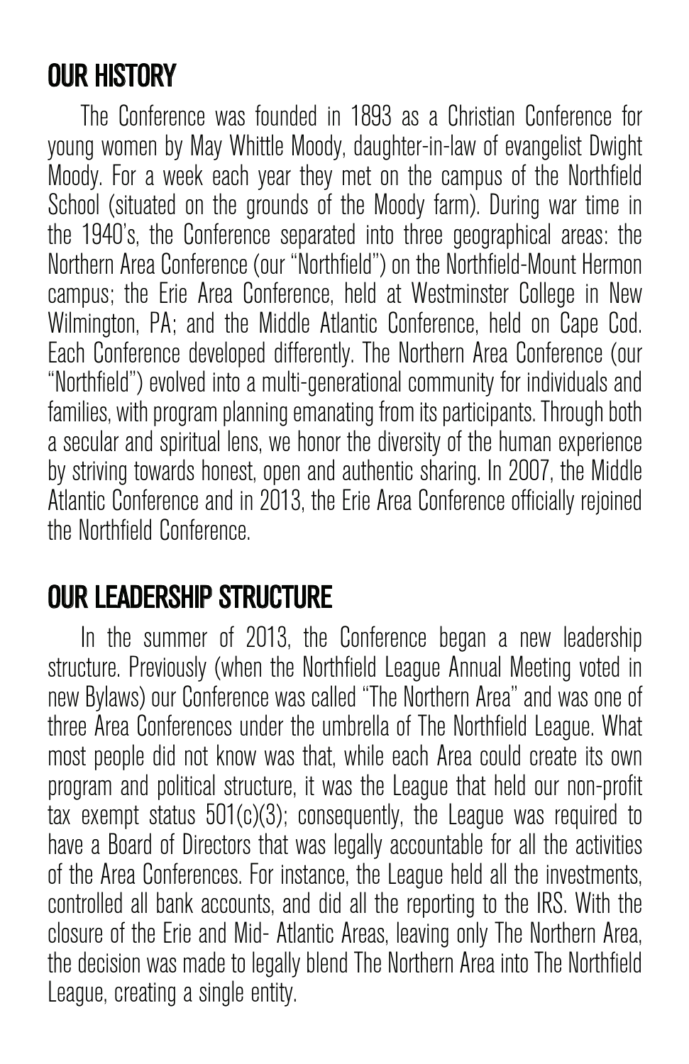## OUR HISTORY

The Conference was founded in 1893 as a Christian Conference for young women by May Whittle Moody, daughter-in-law of evangelist Dwight Moody. For a week each year they met on the campus of the Northfield School (situated on the grounds of the Moody farm). During war time in the 1940's, the Conference separated into three geographical areas: the Northern Area Conference (our "Northfield") on the Northfield-Mount Hermon campus; the Erie Area Conference, held at Westminster College in New Wilmington, PA; and the Middle Atlantic Conference, held on Cape Cod. Each Conference developed differently. The Northern Area Conference (our "Northfield") evolved into a multi-generational community for individuals and families, with program planning emanating from its participants. Through both a secular and spiritual lens, we honor the diversity of the human experience by striving towards honest, open and authentic sharing. In 2007, the Middle Atlantic Conference and in 2013, the Erie Area Conference officially rejoined the Northfield Conference.

## OUR LEADERSHIP STRUCTURE

In the summer of 2013, the Conference began a new leadership structure. Previously (when the Northfield League Annual Meeting voted in new Bylaws) our Conference was called "The Northern Area" and was one of three Area Conferences under the umbrella of The Northfield League. What most people did not know was that, while each Area could create its own program and political structure, it was the League that held our non-profit tax exempt status 501(c)(3); consequently, the League was required to have a Board of Directors that was legally accountable for all the activities of the Area Conferences. For instance, the League held all the investments, controlled all bank accounts, and did all the reporting to the IRS. With the closure of the Erie and Mid- Atlantic Areas, leaving only The Northern Area, the decision was made to legally blend The Northern Area into The Northfield League, creating a single entity.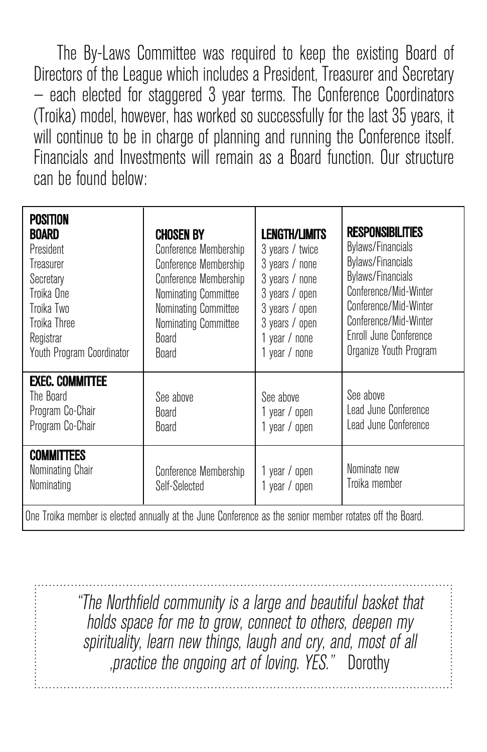The By-Laws Committee was required to keep the existing Board of Directors of the League which includes a President, Treasurer and Secretary – each elected for staggered 3 year terms. The Conference Coordinators (Troika) model, however, has worked so successfully for the last 35 years, it will continue to be in charge of planning and running the Conference itself. Financials and Investments will remain as a Board function. Our structure can be found below:

| POSITION | CHOSEN BY | LENGTH/LIMITS | RESPONSIBILITIES |
|---|---|---|---|
| **BOARD** | | | |
| President | Conference Membership | 3 years / twice | Bylaws/Financials |
| Treasurer | Conference Membership | 3 years / none | Bylaws/Financials |
| Secretary | Conference Membership | 3 years / none | Bylaws/Financials |
| Troika One | Nominating Committee | 3 years / open | Conference/Mid-Winter |
| Troika Two | Nominating Committee | 3 years / open | Conference/Mid-Winter |
| Troika Three | Nominating Committee | 3 years / open | Conference/Mid-Winter |
| Registrar | Board | 1 year / none | Enroll June Conference |
| Youth Program Coordinator | Board | 1 year / none | Organize Youth Program |
| **EXEC. COMMITTEE** | | | |
| The Board | See above | See above | See above |
| Program Co-Chair | Board | 1 year / open | Lead June Conference |
| Program Co-Chair | Board | 1 year / open | Lead June Conference |
| **COMMITTEES** | | | |
| Nominating Chair | Conference Membership | 1 year / open | Nominate new Troika member |
| Nominating | Self-Selected | 1 year / open | |

One Troika member is elected annually at the June Conference as the senior member rotates off the Board.

*"The Northfield community is a large and beautiful basket that holds space for me to grow, connect to others, deepen my spirituality, learn new things, laugh and cry, and, most of all ,practice the ongoing art of loving. YES."* Dorothy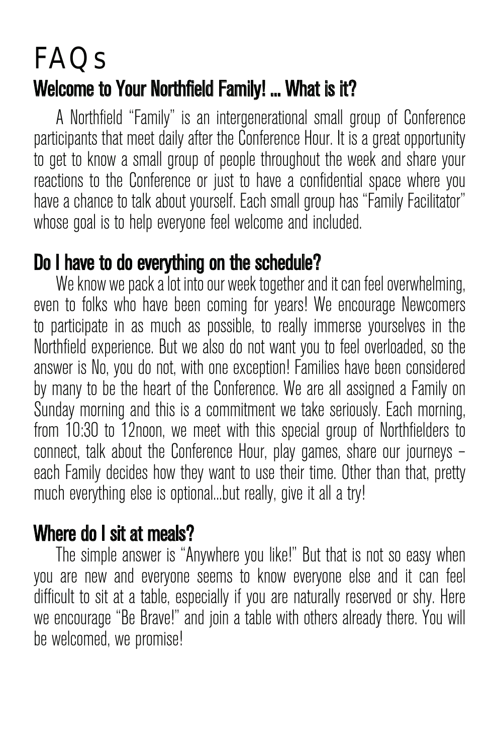# FAQs

## Welcome to Your Northfield Family! ... What is it?

A Northfield "Family" is an intergenerational small group of Conference participants that meet daily after the Conference Hour. It is a great opportunity to get to know a small group of people throughout the week and share your reactions to the Conference or just to have a confidential space where you have a chance to talk about yourself. Each small group has "Family Facilitator" whose goal is to help everyone feel welcome and included.

## Do I have to do everything on the schedule?

We know we pack a lot into our week together and it can feel overwhelming, even to folks who have been coming for years! We encourage Newcomers to participate in as much as possible, to really immerse yourselves in the Northfield experience. But we also do not want you to feel overloaded, so the answer is No, you do not, with one exception! Families have been considered by many to be the heart of the Conference. We are all assigned a Family on Sunday morning and this is a commitment we take seriously. Each morning, from 10:30 to 12noon, we meet with this special group of Northfielders to connect, talk about the Conference Hour, play games, share our journeys – each Family decides how they want to use their time. Other than that, pretty much everything else is optional...but really, give it all a try!

## Where do I sit at meals?

The simple answer is "Anywhere you like!" But that is not so easy when you are new and everyone seems to know everyone else and it can feel difficult to sit at a table, especially if you are naturally reserved or shy. Here we encourage "Be Brave!" and join a table with others already there. You will be welcomed, we promise!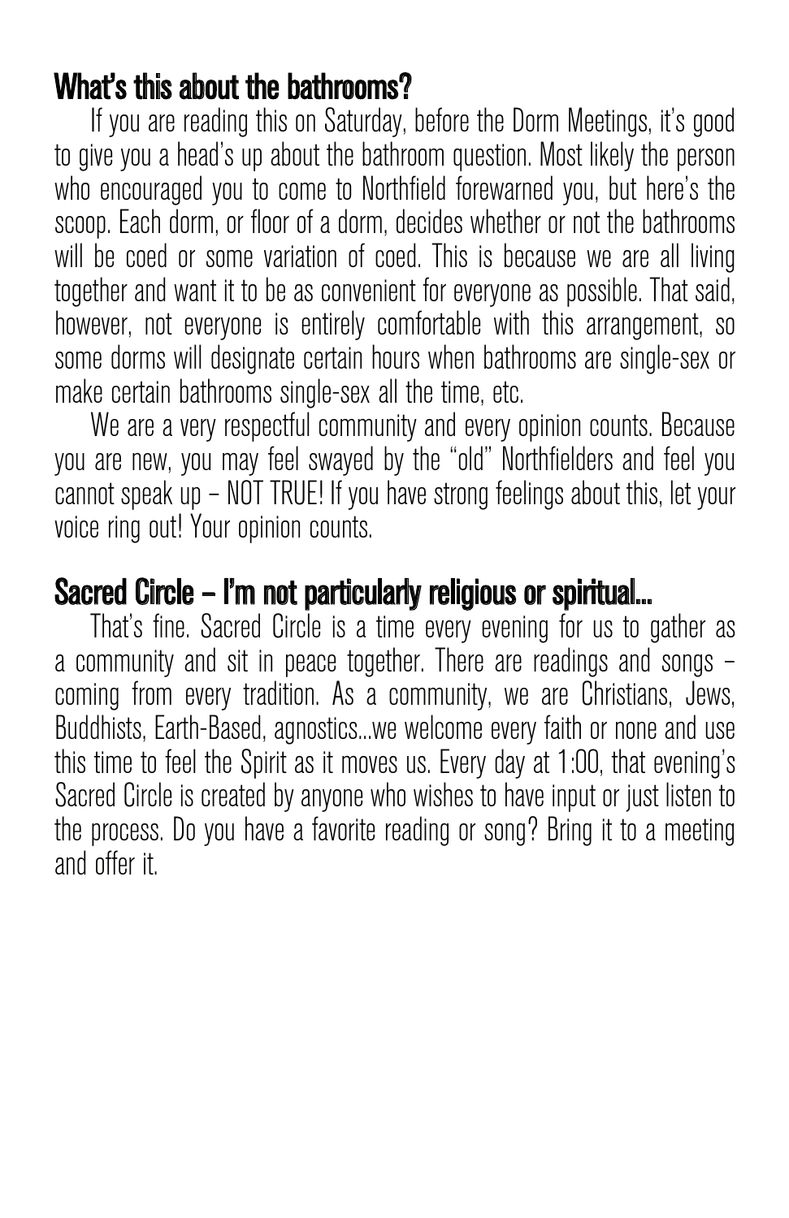## What's this about the bathrooms?

If you are reading this on Saturday, before the Dorm Meetings, it's good to give you a head's up about the bathroom question. Most likely the person who encouraged you to come to Northfield forewarned you, but here's the scoop. Each dorm, or floor of a dorm, decides whether or not the bathrooms will be coed or some variation of coed. This is because we are all living together and want it to be as convenient for everyone as possible. That said, however, not everyone is entirely comfortable with this arrangement, so some dorms will designate certain hours when bathrooms are single-sex or make certain bathrooms single-sex all the time, etc.

We are a very respectful community and every opinion counts. Because you are new, you may feel swayed by the "old" Northfielders and feel you cannot speak up – NOT TRUE! If you have strong feelings about this, let your voice ring out! Your opinion counts.

## Sacred Circle – I'm not particularly religious or spiritual...

That's fine. Sacred Circle is a time every evening for us to gather as a community and sit in peace together. There are readings and songs – coming from every tradition. As a community, we are Christians, Jews, Buddhists, Earth-Based, agnostics...we welcome every faith or none and use this time to feel the Spirit as it moves us. Every day at 1:00, that evening's Sacred Circle is created by anyone who wishes to have input or just listen to the process. Do you have a favorite reading or song? Bring it to a meeting and offer it.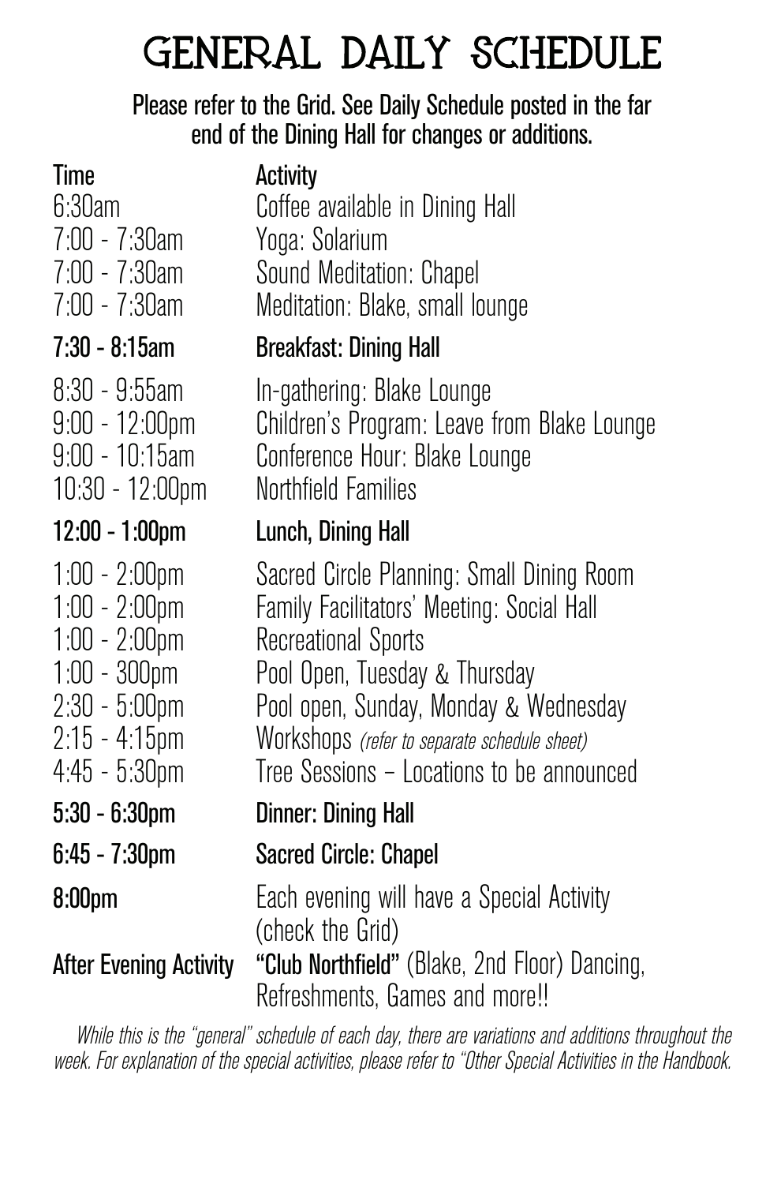# GENERAL DAILY SCHEDULE

Please refer to the Grid. See Daily Schedule posted in the far end of the Dining Hall for changes or additions.

| Time | Activity |
|---|---|
| 6:30am | Coffee available in Dining Hall |
| 7:00 - 7:30am | Yoga: Solarium |
| 7:00 - 7:30am | Sound Meditation: Chapel |
| 7:00 - 7:30am | Meditation: Blake, small lounge |
| **7:30 - 8:15am** | **Breakfast: Dining Hall** |
| 8:30 - 9:55am | In-gathering: Blake Lounge |
| 9:00 - 12:00pm | Children's Program: Leave from Blake Lounge |
| 9:00 - 10:15am | Conference Hour: Blake Lounge |
| 10:30 - 12:00pm | Northfield Families |
| **12:00 - 1:00pm** | **Lunch, Dining Hall** |
| 1:00 - 2:00pm | Sacred Circle Planning: Small Dining Room |
| 1:00 - 2:00pm | Family Facilitators' Meeting: Social Hall |
| 1:00 - 2:00pm | Recreational Sports |
| 1:00 - 300pm | Pool Open, Tuesday & Thursday |
| 2:30 - 5:00pm | Pool open, Sunday, Monday & Wednesday |
| 2:15 - 4:15pm | Workshops *(refer to separate schedule sheet)* |
| 4:45 - 5:30pm | Tree Sessions – Locations to be announced |
| **5:30 - 6:30pm** | **Dinner: Dining Hall** |
| **6:45 - 7:30pm** | **Sacred Circle: Chapel** |
| **8:00pm** | Each evening will have a Special Activity (check the Grid) |
| **After Evening Activity** | **"Club Northfield"** (Blake, 2nd Floor) Dancing, Refreshments, Games and more!! |

*While this is the "general" schedule of each day, there are variations and additions throughout the week. For explanation of the special activities, please refer to "Other Special Activities in the Handbook.*